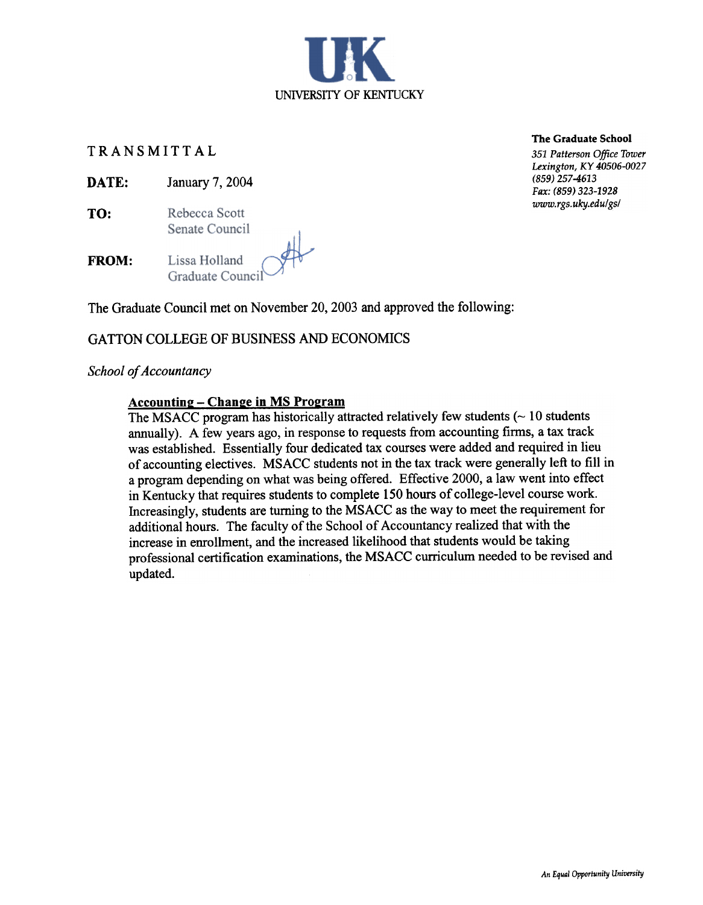UNIVERSITY OF KENTUCKY

**The Graduate School**
*351 Patterson Office Tower*
*Lexington, KY 40506-0027*
*(859) 257-4613*
*Fax: (859) 323-1928*
*www.rgs.uky.edu/gs/*

# TRANSMITTAL

**DATE:** January 7, 2004

**TO:** Rebecca Scott
Senate Council

**FROM:** Lissa Holland
Graduate Council

The Graduate Council met on November 20, 2003 and approved the following:

## GATTON COLLEGE OF BUSINESS AND ECONOMICS

*School of Accountancy*

**Accounting – Change in MS Program**

The MSACC program has historically attracted relatively few students (~ 10 students annually). A few years ago, in response to requests from accounting firms, a tax track was established. Essentially four dedicated tax courses were added and required in lieu of accounting electives. MSACC students not in the tax track were generally left to fill in a program depending on what was being offered. Effective 2000, a law went into effect in Kentucky that requires students to complete 150 hours of college-level course work. Increasingly, students are turning to the MSACC as the way to meet the requirement for additional hours. The faculty of the School of Accountancy realized that with the increase in enrollment, and the increased likelihood that students would be taking professional certification examinations, the MSACC curriculum needed to be revised and updated.

*An Equal Opportunity University*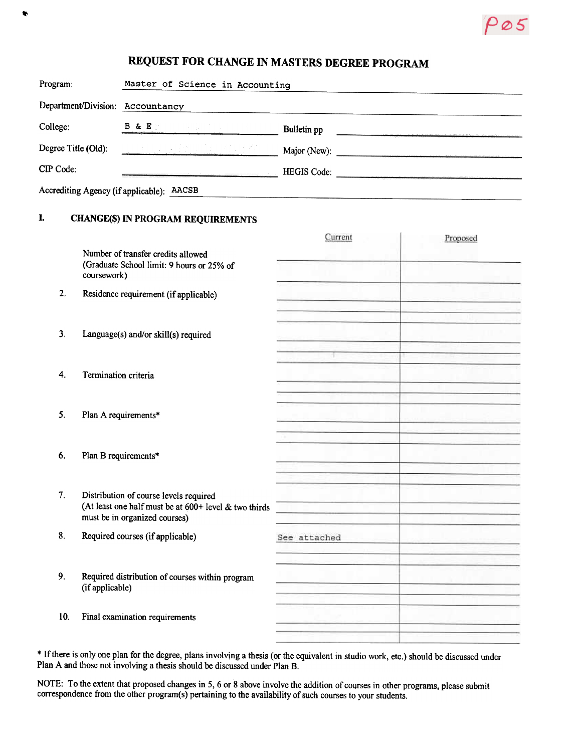# REQUEST FOR CHANGE IN MASTERS DEGREE PROGRAM

Program: Master of Science in Accounting

Department/Division: Accountancy

College: B & E  Bulletin pp

Degree Title (Old):  Major (New):

CIP Code:  HEGIS Code:

Accrediting Agency (if applicable): AACSB

## I. CHANGE(S) IN PROGRAM REQUIREMENTS

| | Current | Proposed |
|---|---|---|
| Number of transfer credits allowed (Graduate School limit: 9 hours or 25% of coursework) | | |
| 2. Residence requirement (if applicable) | | |
| 3. Language(s) and/or skill(s) required | | |
| 4. Termination criteria | | |
| 5. Plan A requirements* | | |
| 6. Plan B requirements* | | |
| 7. Distribution of course levels required (At least one half must be at 600+ level & two thirds must be in organized courses) | | |
| 8. Required courses (if applicable) | See attached | |
| 9. Required distribution of courses within program (if applicable) | | |
| 10. Final examination requirements | | |

* If there is only one plan for the degree, plans involving a thesis (or the equivalent in studio work, etc.) should be discussed under Plan A and those not involving a thesis should be discussed under Plan B.

NOTE: To the extent that proposed changes in 5, 6 or 8 above involve the addition of courses in other programs, please submit correspondence from the other program(s) pertaining to the availability of such courses to your students.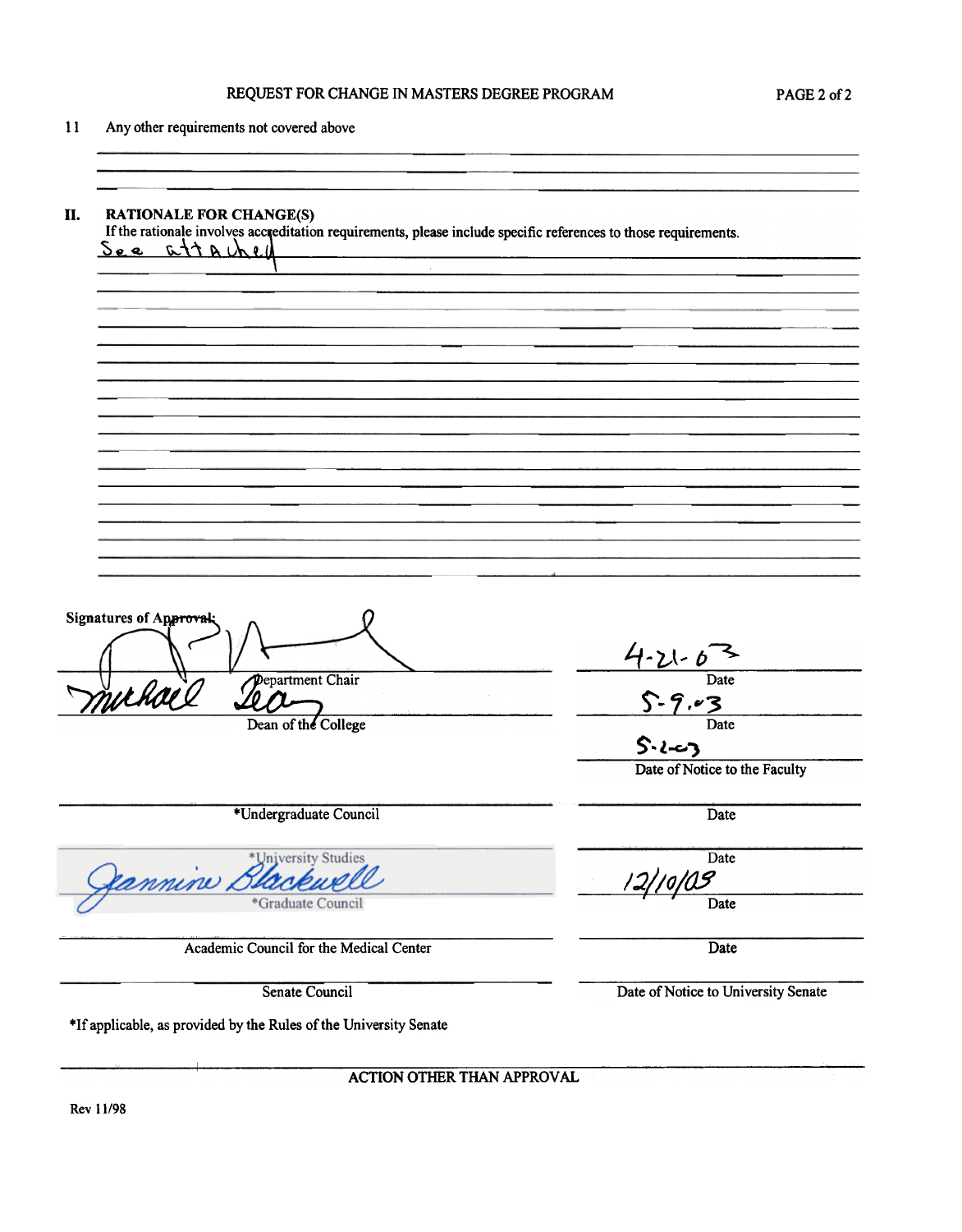REQUEST FOR CHANGE IN MASTERS DEGREE PROGRAM

11 Any other requirements not covered above

## II. RATIONALE FOR CHANGE(S)

If the rationale involves accreditation requirements, please include specific references to those requirements.

See attached

**Signatures of Approval:**

| Signature | Date |
|---|---|
| Department Chair | 4-21-03 |
| Michael Lea — Dean of the College | 5-9-03 |
| | 5-2-03 — Date of Notice to the Faculty |
| *Undergraduate Council | Date |
| *University Studies | Date |
| Jeannine Blackwell — *Graduate Council | 12/10/03 — Date |
| Academic Council for the Medical Center | Date |
| Senate Council | Date of Notice to University Senate |

*If applicable, as provided by the Rules of the University Senate

ACTION OTHER THAN APPROVAL

Rev 11/98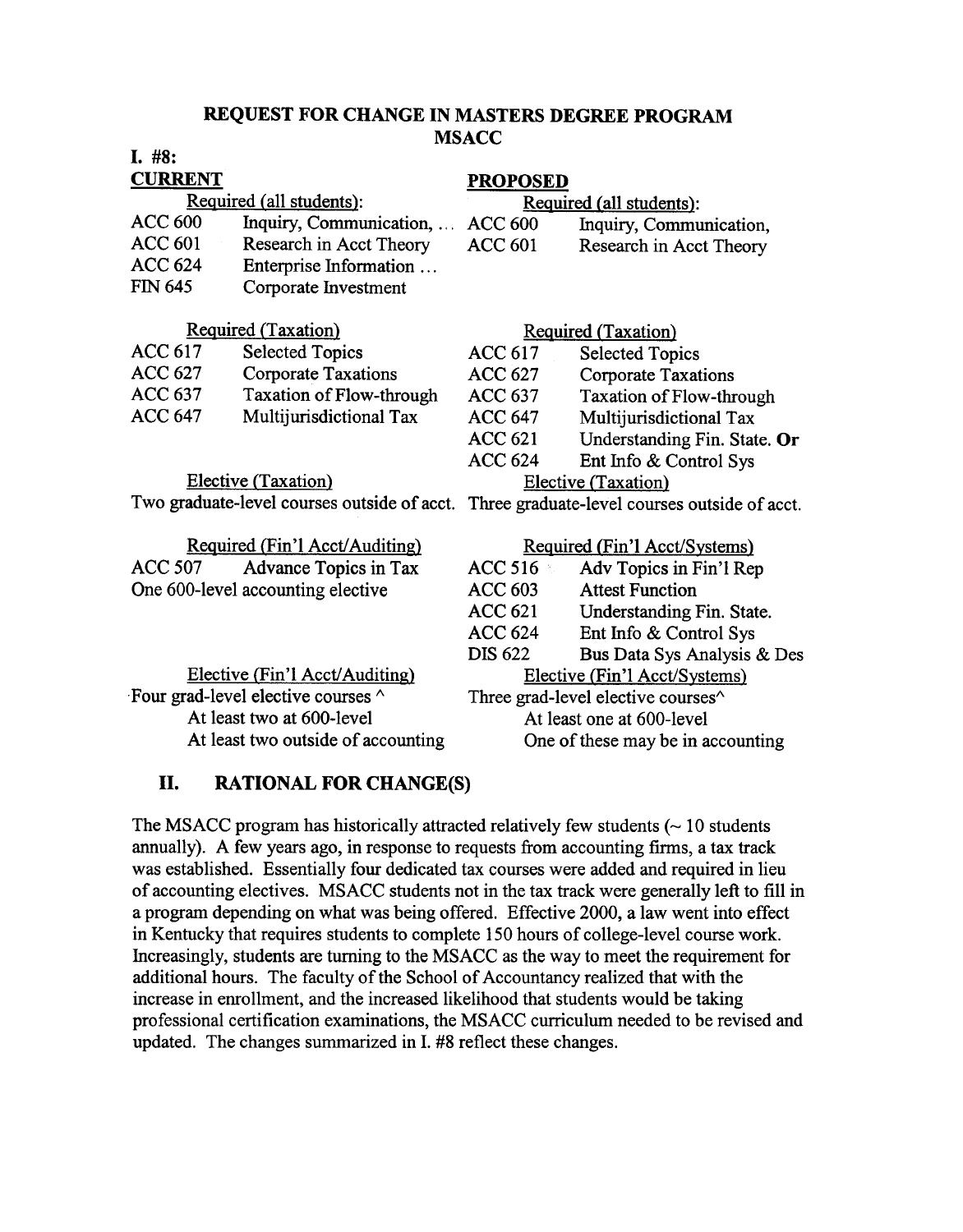## REQUEST FOR CHANGE IN MASTERS DEGREE PROGRAM
## MSACC

**I. #8:**

| **CURRENT** | | **PROPOSED** | |
|---|---|---|---|
| Required (all students): | | Required (all students): | |
| ACC 600 | Inquiry, Communication, ... | ACC 600 | Inquiry, Communication, |
| ACC 601 | Research in Acct Theory | ACC 601 | Research in Acct Theory |
| ACC 624 | Enterprise Information ... | | |
| FIN 645 | Corporate Investment | | |
| Required (Taxation) | | Required (Taxation) | |
| ACC 617 | Selected Topics | ACC 617 | Selected Topics |
| ACC 627 | Corporate Taxations | ACC 627 | Corporate Taxations |
| ACC 637 | Taxation of Flow-through | ACC 637 | Taxation of Flow-through |
| ACC 647 | Multijurisdictional Tax | ACC 647 | Multijurisdictional Tax |
| | | ACC 621 | Understanding Fin. State. **Or** |
| | | ACC 624 | Ent Info & Control Sys |
| Elective (Taxation) | | Elective (Taxation) | |
| Two graduate-level courses outside of acct. | | Three graduate-level courses outside of acct. | |
| Required (Fin'l Acct/Auditing) | | Required (Fin'l Acct/Systems) | |
| ACC 507 | Advance Topics in Tax | ACC 516 | Adv Topics in Fin'l Rep |
| One 600-level accounting elective | | ACC 603 | Attest Function |
| | | ACC 621 | Understanding Fin. State. |
| | | ACC 624 | Ent Info & Control Sys |
| | | DIS 622 | Bus Data Sys Analysis & Des |
| Elective (Fin'l Acct/Auditing) | | Elective (Fin'l Acct/Systems) | |
| Four grad-level elective courses ^ | | Three grad-level elective courses^ | |
| At least two at 600-level | | At least one at 600-level | |
| At least two outside of accounting | | One of these may be in accounting | |

## II. RATIONAL FOR CHANGE(S)

The MSACC program has historically attracted relatively few students (~ 10 students annually). A few years ago, in response to requests from accounting firms, a tax track was established. Essentially four dedicated tax courses were added and required in lieu of accounting electives. MSACC students not in the tax track were generally left to fill in a program depending on what was being offered. Effective 2000, a law went into effect in Kentucky that requires students to complete 150 hours of college-level course work. Increasingly, students are turning to the MSACC as the way to meet the requirement for additional hours. The faculty of the School of Accountancy realized that with the increase in enrollment, and the increased likelihood that students would be taking professional certification examinations, the MSACC curriculum needed to be revised and updated. The changes summarized in I. #8 reflect these changes.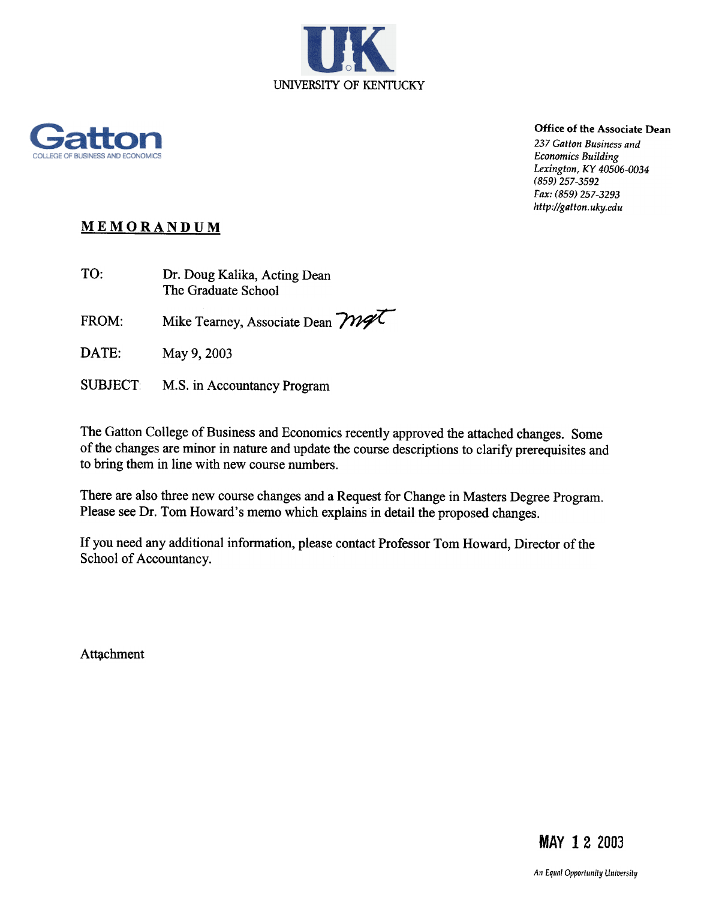UK

UNIVERSITY OF KENTUCKY

Gatton

COLLEGE OF BUSINESS AND ECONOMICS

**Office of the Associate Dean**

*237 Gatton Business and Economics Building*
*Lexington, KY 40506-0034*
*(859) 257-3592*
*Fax: (859) 257-3293*
*http://gatton.uky.edu*

# MEMORANDUM

TO: Dr. Doug Kalika, Acting Dean
The Graduate School

FROM: Mike Tearney, Associate Dean *mgt*

DATE: May 9, 2003

SUBJECT: M.S. in Accountancy Program

The Gatton College of Business and Economics recently approved the attached changes. Some of the changes are minor in nature and update the course descriptions to clarify prerequisites and to bring them in line with new course numbers.

There are also three new course changes and a Request for Change in Masters Degree Program. Please see Dr. Tom Howard's memo which explains in detail the proposed changes.

If you need any additional information, please contact Professor Tom Howard, Director of the School of Accountancy.

Attachment

MAY 12 2003

*An Equal Opportunity University*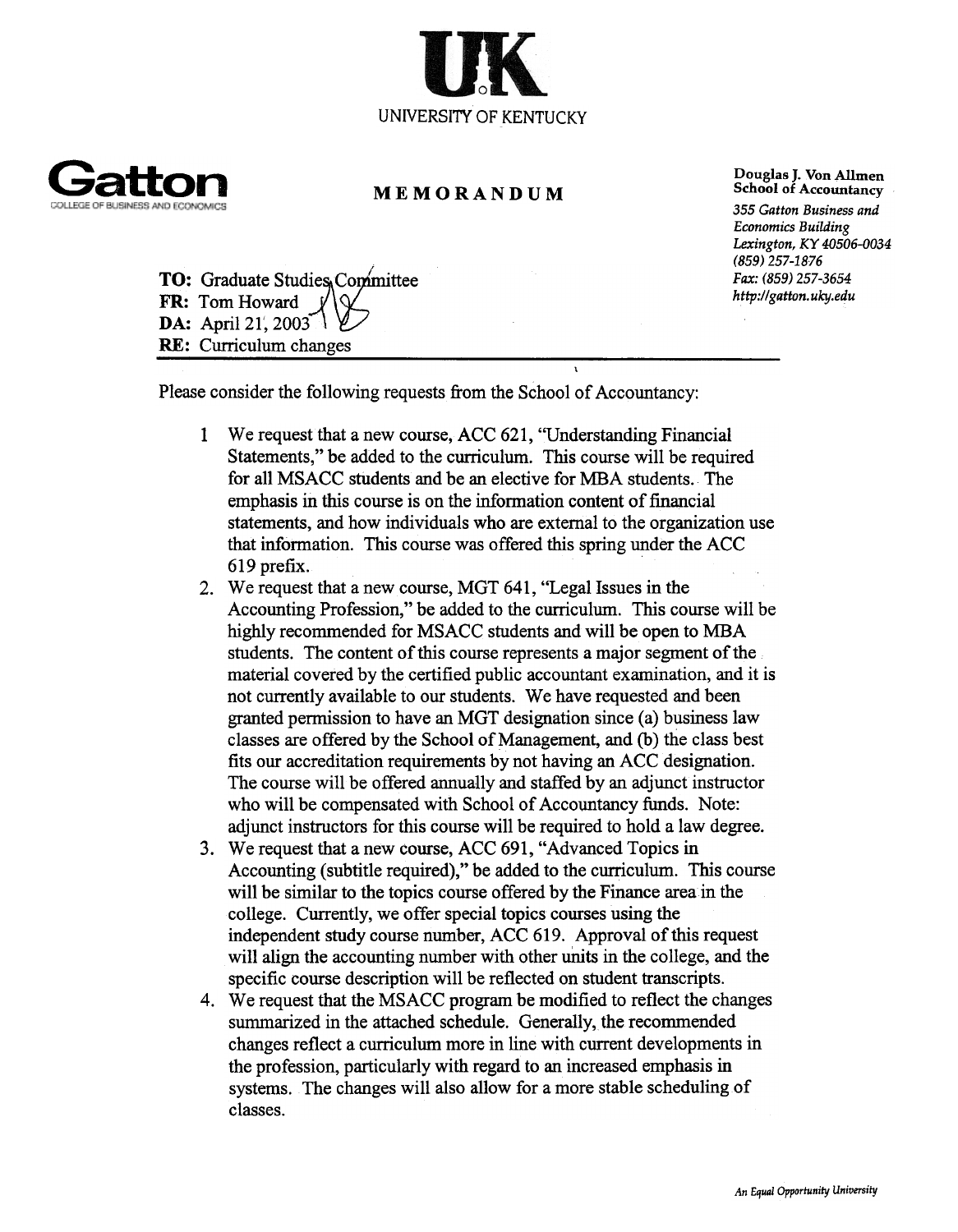UK

UNIVERSITY OF KENTUCKY

**Gatton**
COLLEGE OF BUSINESS AND ECONOMICS

# MEMORANDUM

**Douglas J. Von Allmen**
**School of Accountancy**
*355 Gatton Business and*
*Economics Building*
*Lexington, KY 40506-0034*
*(859) 257-1876*
*Fax: (859) 257-3654*
*http://gatton.uky.edu*

**TO:** Graduate Studies Committee
**FR:** Tom Howard
**DA:** April 21, 2003
**RE:** Curriculum changes

---

Please consider the following requests from the School of Accountancy:

1. We request that a new course, ACC 621, "Understanding Financial Statements," be added to the curriculum. This course will be required for all MSACC students and be an elective for MBA students. The emphasis in this course is on the information content of financial statements, and how individuals who are external to the organization use that information. This course was offered this spring under the ACC 619 prefix.
2. We request that a new course, MGT 641, "Legal Issues in the Accounting Profession," be added to the curriculum. This course will be highly recommended for MSACC students and will be open to MBA students. The content of this course represents a major segment of the material covered by the certified public accountant examination, and it is not currently available to our students. We have requested and been granted permission to have an MGT designation since (a) business law classes are offered by the School of Management, and (b) the class best fits our accreditation requirements by not having an ACC designation. The course will be offered annually and staffed by an adjunct instructor who will be compensated with School of Accountancy funds. Note: adjunct instructors for this course will be required to hold a law degree.
3. We request that a new course, ACC 691, "Advanced Topics in Accounting (subtitle required)," be added to the curriculum. This course will be similar to the topics course offered by the Finance area in the college. Currently, we offer special topics courses using the independent study course number, ACC 619. Approval of this request will align the accounting number with other units in the college, and the specific course description will be reflected on student transcripts.
4. We request that the MSACC program be modified to reflect the changes summarized in the attached schedule. Generally, the recommended changes reflect a curriculum more in line with current developments in the profession, particularly with regard to an increased emphasis in systems. The changes will also allow for a more stable scheduling of classes.

*An Equal Opportunity University*